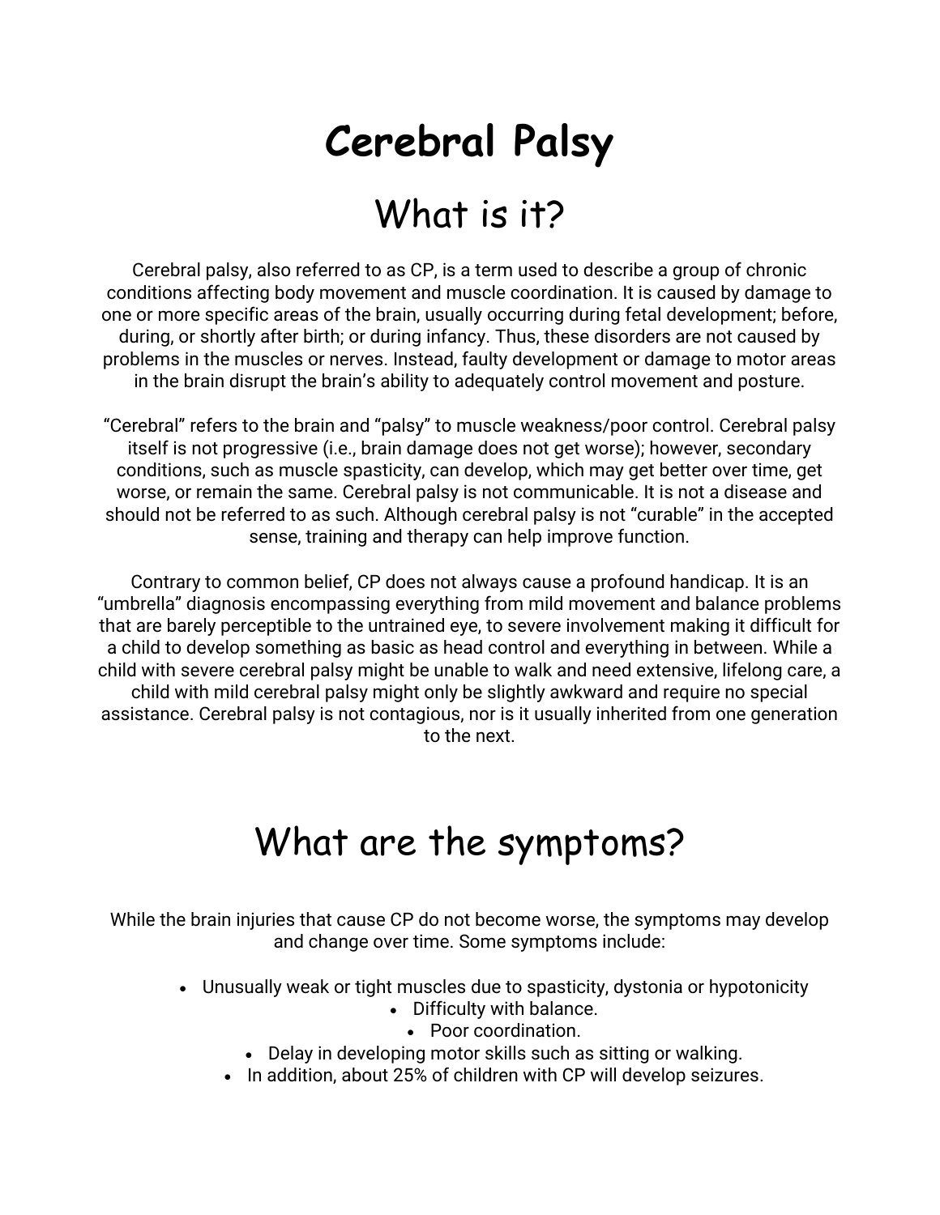# Cerebral Palsy

## What is it?

Cerebral palsy, also referred to as CP, is a term used to describe a group of chronic conditions affecting body movement and muscle coordination. It is caused by damage to one or more specific areas of the brain, usually occurring during fetal development; before, during, or shortly after birth; or during infancy. Thus, these disorders are not caused by problems in the muscles or nerves. Instead, faulty development or damage to motor areas in the brain disrupt the brain's ability to adequately control movement and posture.

"Cerebral" refers to the brain and "palsy" to muscle weakness/poor control. Cerebral palsy itself is not progressive (i.e., brain damage does not get worse); however, secondary conditions, such as muscle spasticity, can develop, which may get better over time, get worse, or remain the same. Cerebral palsy is not communicable. It is not a disease and should not be referred to as such. Although cerebral palsy is not "curable" in the accepted sense, training and therapy can help improve function.

Contrary to common belief, CP does not always cause a profound handicap. It is an "umbrella" diagnosis encompassing everything from mild movement and balance problems that are barely perceptible to the untrained eye, to severe involvement making it difficult for a child to develop something as basic as head control and everything in between. While a child with severe cerebral palsy might be unable to walk and need extensive, lifelong care, a child with mild cerebral palsy might only be slightly awkward and require no special assistance. Cerebral palsy is not contagious, nor is it usually inherited from one generation to the next.

## What are the symptoms?

While the brain injuries that cause CP do not become worse, the symptoms may develop and change over time. Some symptoms include:

- Unusually weak or tight muscles due to spasticity, dystonia or hypotonicity
- Difficulty with balance.
- Poor coordination.
- Delay in developing motor skills such as sitting or walking.
- In addition, about 25% of children with CP will develop seizures.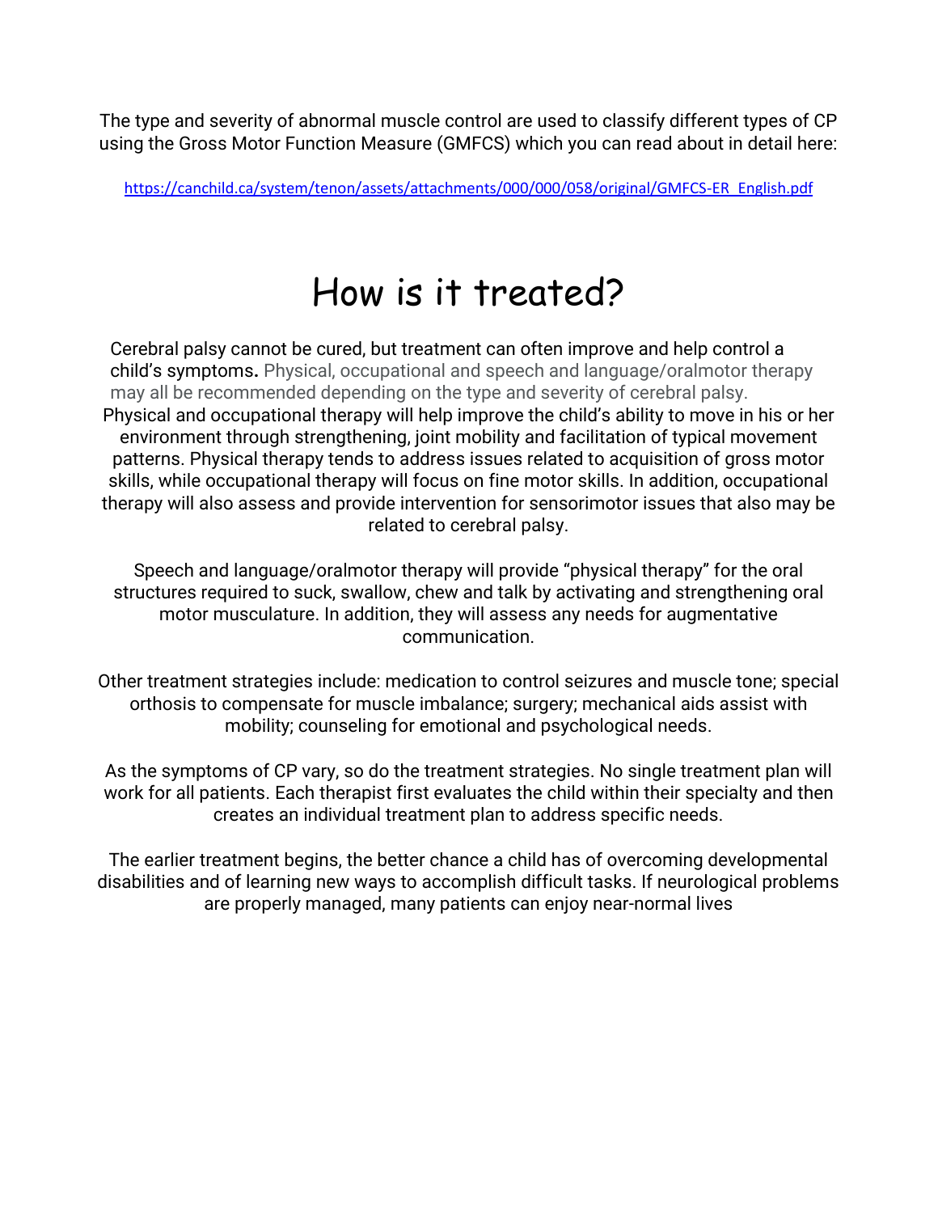The type and severity of abnormal muscle control are used to classify different types of CP using the Gross Motor Function Measure (GMFCS) which you can read about in detail here:

https://canchild.ca/system/tenon/assets/attachments/000/000/058/original/GMFCS-ER_English.pdf

# How is it treated?

Cerebral palsy cannot be cured, but treatment can often improve and help control a child's symptoms**.** Physical, occupational and speech and language/oralmotor therapy may all be recommended depending on the type and severity of cerebral palsy. Physical and occupational therapy will help improve the child's ability to move in his or her environment through strengthening, joint mobility and facilitation of typical movement patterns. Physical therapy tends to address issues related to acquisition of gross motor skills, while occupational therapy will focus on fine motor skills. In addition, occupational therapy will also assess and provide intervention for sensorimotor issues that also may be related to cerebral palsy.

Speech and language/oralmotor therapy will provide "physical therapy" for the oral structures required to suck, swallow, chew and talk by activating and strengthening oral motor musculature. In addition, they will assess any needs for augmentative communication.

Other treatment strategies include: medication to control seizures and muscle tone; special orthosis to compensate for muscle imbalance; surgery; mechanical aids assist with mobility; counseling for emotional and psychological needs.

As the symptoms of CP vary, so do the treatment strategies. No single treatment plan will work for all patients. Each therapist first evaluates the child within their specialty and then creates an individual treatment plan to address specific needs.

The earlier treatment begins, the better chance a child has of overcoming developmental disabilities and of learning new ways to accomplish difficult tasks. If neurological problems are properly managed, many patients can enjoy near-normal lives